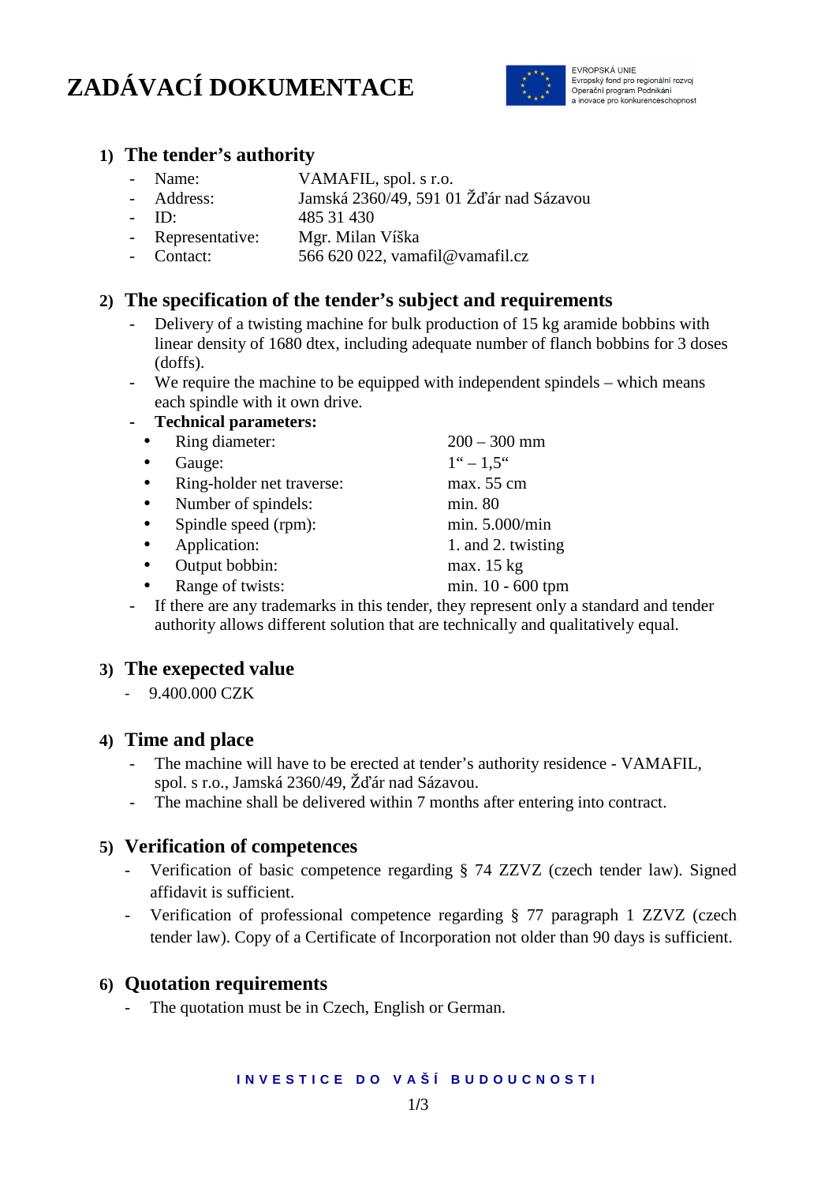# ZADÁVACÍ DOKUMENTACE

EVROPSKÁ UNIE
Evropský fond pro regionální rozvoj
Operační program Podnikání
a inovace pro konkurenceschopnost

## 1) The tender's authority

- Name: VAMAFIL, spol. s r.o.
- Address: Jamská 2360/49, 591 01 Žďár nad Sázavou
- ID: 485 31 430
- Representative: Mgr. Milan Víška
- Contact: 566 620 022, vamafil@vamafil.cz

## 2) The specification of the tender's subject and requirements

- Delivery of a twisting machine for bulk production of 15 kg aramide bobbins with linear density of 1680 dtex, including adequate number of flanch bobbins for 3 doses (doffs).
- We require the machine to be equipped with independent spindels – which means each spindle with it own drive.
- **Technical parameters:**
  - Ring diameter: 200 – 300 mm
  - Gauge: 1" – 1,5"
  - Ring-holder net traverse: max. 55 cm
  - Number of spindels: min. 80
  - Spindle speed (rpm): min. 5.000/min
  - Application: 1. and 2. twisting
  - Output bobbin: max. 15 kg
  - Range of twists: min. 10 - 600 tpm
- If there are any trademarks in this tender, they represent only a standard and tender authority allows different solution that are technically and qualitatively equal.

## 3) The exepected value

- 9.400.000 CZK

## 4) Time and place

- The machine will have to be erected at tender's authority residence - VAMAFIL, spol. s r.o., Jamská 2360/49, Žďár nad Sázavou.
- The machine shall be delivered within 7 months after entering into contract.

## 5) Verification of competences

- Verification of basic competence regarding § 74 ZZVZ (czech tender law). Signed affidavit is sufficient.
- Verification of professional competence regarding § 77 paragraph 1 ZZVZ (czech tender law). Copy of a Certificate of Incorporation not older than 90 days is sufficient.

## 6) Quotation requirements

- The quotation must be in Czech, English or German.

**INVESTICE DO VAŠÍ BUDOUCNOSTI**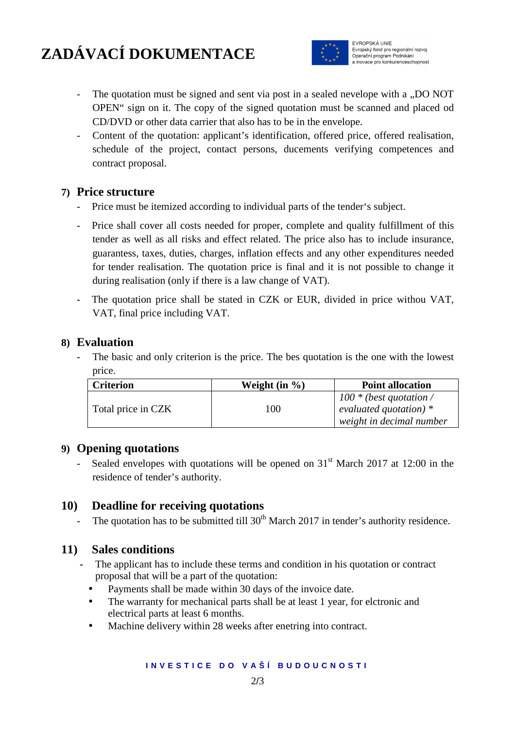- The quotation must be signed and sent via post in a sealed nevelope with a „DO NOT OPEN" sign on it. The copy of the signed quotation must be scanned and placed od CD/DVD or other data carrier that also has to be in the envelope.
- Content of the quotation: applicant's identification, offered price, offered realisation, schedule of the project, contact persons, ducements verifying competences and contract proposal.

## 7) Price structure

- Price must be itemized according to individual parts of the tender's subject.
- Price shall cover all costs needed for proper, complete and quality fulfillment of this tender as well as all risks and effect related. The price also has to include insurance, guarantess, taxes, duties, charges, inflation effects and any other expenditures needed for tender realisation. The quotation price is final and it is not possible to change it during realisation (only if there is a law change of VAT).
- The quotation price shall be stated in CZK or EUR, divided in price withou VAT, VAT, final price including VAT.

## 8) Evaluation

- The basic and only criterion is the price. The bes quotation is the one with the lowest price.

| Criterion | Weight (in %) | Point allocation |
|---|---|---|
| Total price in CZK | 100 | *100 * (best quotation / evaluated quotation) * weight in decimal number* |

## 9) Opening quotations

- Sealed envelopes with quotations will be opened on 31st March 2017 at 12:00 in the residence of tender's authority.

## 10) Deadline for receiving quotations

- The quotation has to be submitted till 30th March 2017 in tender's authority residence.

## 11) Sales conditions

- The applicant has to include these terms and condition in his quotation or contract proposal that will be a part of the quotation:
  - Payments shall be made within 30 days of the invoice date.
  - The warranty for mechanical parts shall be at least 1 year, for elctronic and electrical parts at least 6 months.
  - Machine delivery within 28 weeks after enetring into contract.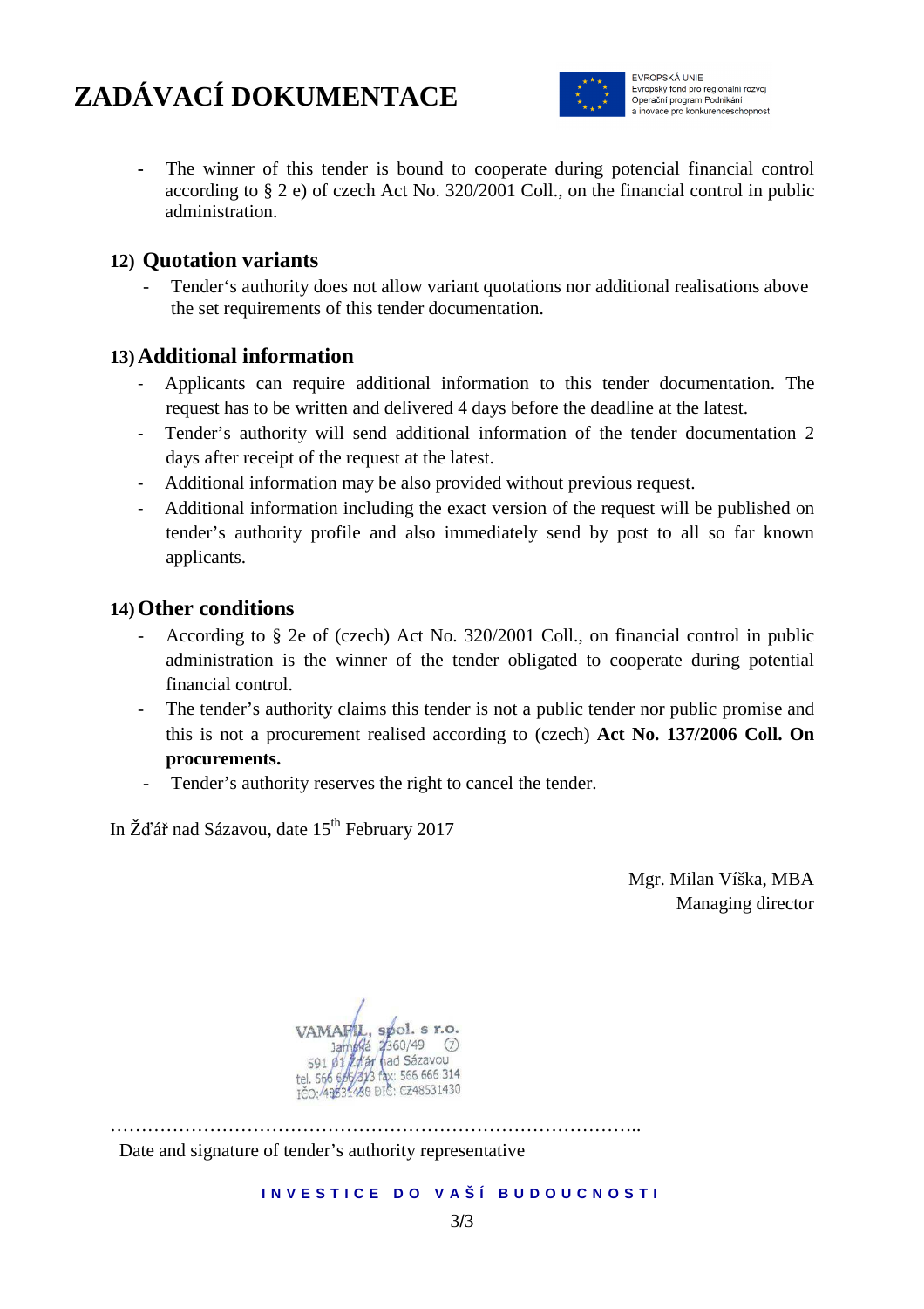- The winner of this tender is bound to cooperate during potencial financial control according to § 2 e) of czech Act No. 320/2001 Coll., on the financial control in public administration.

## 12) Quotation variants

- Tender‘s authority does not allow variant quotations nor additional realisations above the set requirements of this tender documentation.

## 13) Additional information

- Applicants can require additional information to this tender documentation. The request has to be written and delivered 4 days before the deadline at the latest.
- Tender’s authority will send additional information of the tender documentation 2 days after receipt of the request at the latest.
- Additional information may be also provided without previous request.
- Additional information including the exact version of the request will be published on tender’s authority profile and also immediately send by post to all so far known applicants.

## 14) Other conditions

- According to § 2e of (czech) Act No. 320/2001 Coll., on financial control in public administration is the winner of the tender obligated to cooperate during potential financial control.
- The tender’s authority claims this tender is not a public tender nor public promise and this is not a procurement realised according to (czech) **Act No. 137/2006 Coll. On procurements.**
- Tender’s authority reserves the right to cancel the tender.

In Žďář nad Sázavou, date 15th February 2017

Mgr. Milan Víška, MBA
Managing director

VAMAFIL, spol. s r.o.
Jamská 2360/49
591 01 Žďár nad Sázavou
tel. 566 666 313 fax: 566 666 314
IČO: 48531430 DIČ: CZ48531430

…………………………………………………………………………..
Date and signature of tender’s authority representative

INVESTICE DO VAŠÍ BUDOUCNOSTI